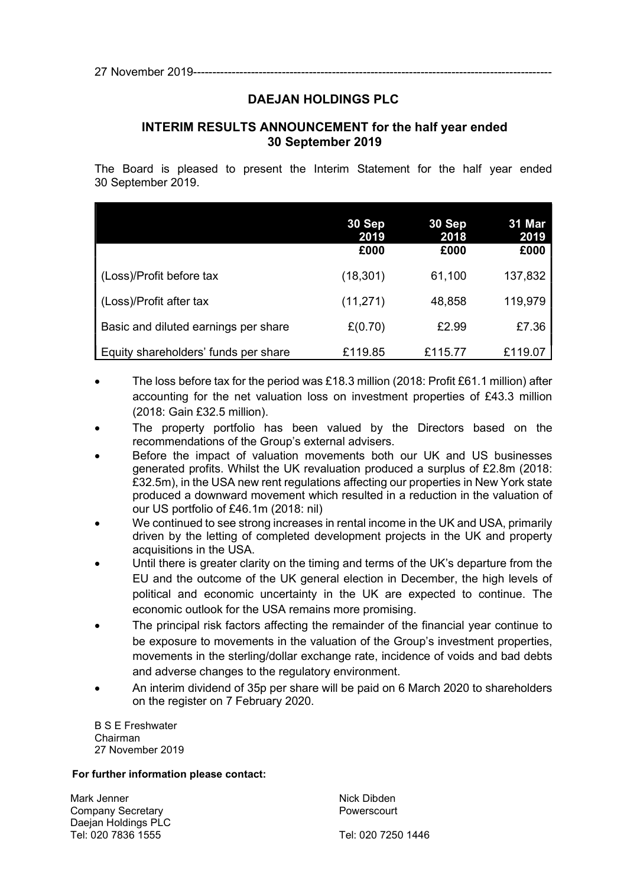27 November 2019--------------------------------------------------------------------------------------------

# DAEJAN HOLDINGS PLC

## INTERIM RESULTS ANNOUNCEMENT for the half year ended 30 September 2019

The Board is pleased to present the Interim Statement for the half year ended 30 September 2019.

| | 30 Sep 2019 £000 | 30 Sep 2018 £000 | 31 Mar 2019 £000 |
|---|---|---|---|
| (Loss)/Profit before tax | (18,301) | 61,100 | 137,832 |
| (Loss)/Profit after tax | (11,271) | 48,858 | 119,979 |
| Basic and diluted earnings per share | £(0.70) | £2.99 | £7.36 |
| Equity shareholders' funds per share | £119.85 | £115.77 | £119.07 |

- The loss before tax for the period was £18.3 million (2018: Profit £61.1 million) after accounting for the net valuation loss on investment properties of £43.3 million (2018: Gain £32.5 million).
- The property portfolio has been valued by the Directors based on the recommendations of the Group's external advisers.
- Before the impact of valuation movements both our UK and US businesses generated profits. Whilst the UK revaluation produced a surplus of £2.8m (2018: £32.5m), in the USA new rent regulations affecting our properties in New York state produced a downward movement which resulted in a reduction in the valuation of our US portfolio of £46.1m (2018: nil)
- We continued to see strong increases in rental income in the UK and USA, primarily driven by the letting of completed development projects in the UK and property acquisitions in the USA.
- Until there is greater clarity on the timing and terms of the UK's departure from the EU and the outcome of the UK general election in December, the high levels of political and economic uncertainty in the UK are expected to continue. The economic outlook for the USA remains more promising.
- The principal risk factors affecting the remainder of the financial year continue to be exposure to movements in the valuation of the Group's investment properties, movements in the sterling/dollar exchange rate, incidence of voids and bad debts and adverse changes to the regulatory environment.
- An interim dividend of 35p per share will be paid on 6 March 2020 to shareholders on the register on 7 February 2020.

B S E Freshwater
Chairman
27 November 2019

**For further information please contact:**

Mark Jenner
Company Secretary
Daejan Holdings PLC
Tel: 020 7836 1555

Nick Dibden
Powerscourt
Tel: 020 7250 1446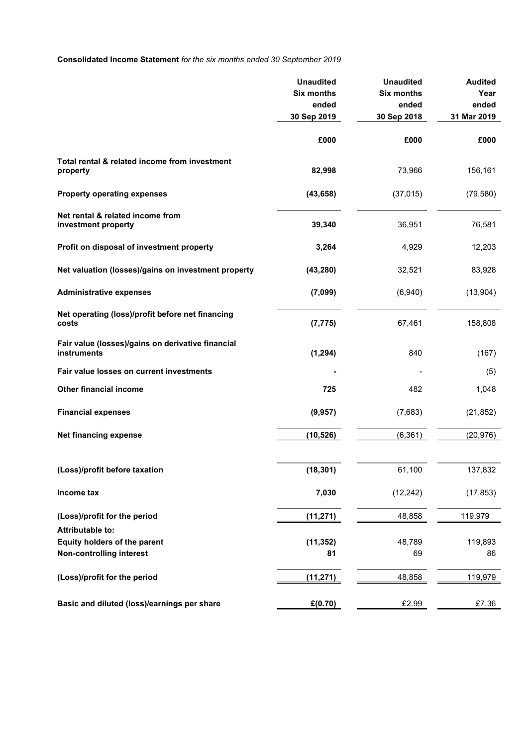**Consolidated Income Statement** *for the six months ended 30 September 2019*

| | Unaudited Six months ended 30 Sep 2019 | Unaudited Six months ended 30 Sep 2018 | Audited Year ended 31 Mar 2019 |
|---|---|---|---|
| | £000 | £000 | £000 |
| **Total rental & related income from investment property** | **82,998** | 73,966 | 156,161 |
| **Property operating expenses** | **(43,658)** | (37,015) | (79,580) |
| **Net rental & related income from investment property** | **39,340** | 36,951 | 76,581 |
| **Profit on disposal of investment property** | **3,264** | 4,929 | 12,203 |
| **Net valuation (losses)/gains on investment property** | **(43,280)** | 32,521 | 83,928 |
| **Administrative expenses** | **(7,099)** | (6,940) | (13,904) |
| **Net operating (loss)/profit before net financing costs** | **(7,775)** | 67,461 | 158,808 |
| **Fair value (losses)/gains on derivative financial instruments** | **(1,294)** | 840 | (167) |
| **Fair value losses on current investments** | **-** | - | (5) |
| **Other financial income** | **725** | 482 | 1,048 |
| **Financial expenses** | **(9,957)** | (7,683) | (21,852) |
| **Net financing expense** | **(10,526)** | (6,361) | (20,976) |
| **(Loss)/profit before taxation** | **(18,301)** | 61,100 | 137,832 |
| **Income tax** | **7,030** | (12,242) | (17,853) |
| **(Loss)/profit for the period** | **(11,271)** | 48,858 | 119,979 |
| **Attributable to:** | | | |
| **Equity holders of the parent** | **(11,352)** | 48,789 | 119,893 |
| **Non-controlling interest** | **81** | 69 | 86 |
| **(Loss)/profit for the period** | **(11,271)** | 48,858 | 119,979 |
| **Basic and diluted (loss)/earnings per share** | **£(0.70)** | £2.99 | £7.36 |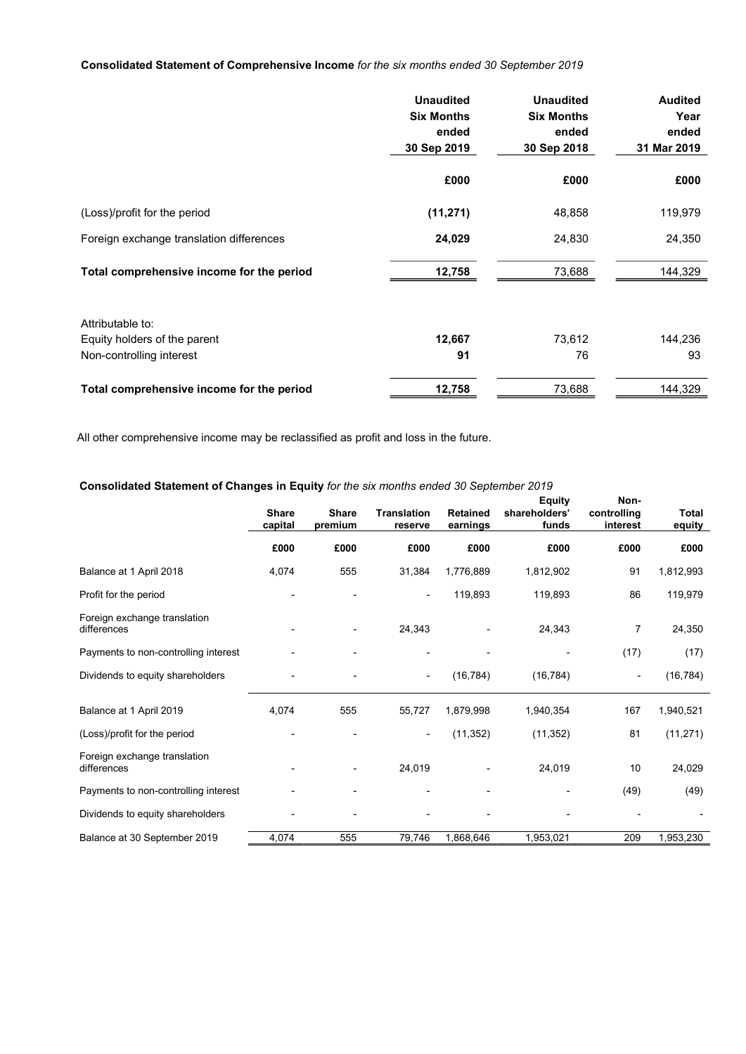**Consolidated Statement of Comprehensive Income** *for the six months ended 30 September 2019*

| | Unaudited Six Months ended 30 Sep 2019 | Unaudited Six Months ended 30 Sep 2018 | Audited Year ended 31 Mar 2019 |
|---|---|---|---|
| | **£000** | **£000** | **£000** |
| (Loss)/profit for the period | **(11,271)** | 48,858 | 119,979 |
| Foreign exchange translation differences | **24,029** | 24,830 | 24,350 |
| **Total comprehensive income for the period** | **12,758** | 73,688 | 144,329 |
| | | | |
| Attributable to: | | | |
| Equity holders of the parent | **12,667** | 73,612 | 144,236 |
| Non-controlling interest | **91** | 76 | 93 |
| **Total comprehensive income for the period** | **12,758** | 73,688 | 144,329 |

All other comprehensive income may be reclassified as profit and loss in the future.

**Consolidated Statement of Changes in Equity** *for the six months ended 30 September 2019*

| | Share capital | Share premium | Translation reserve | Retained earnings | Equity shareholders' funds | Non-controlling interest | Total equity |
|---|---|---|---|---|---|---|---|
| | **£000** | **£000** | **£000** | **£000** | **£000** | **£000** | **£000** |
| Balance at 1 April 2018 | 4,074 | 555 | 31,384 | 1,776,889 | 1,812,902 | 91 | 1,812,993 |
| Profit for the period | - | - | - | 119,893 | 119,893 | 86 | 119,979 |
| Foreign exchange translation differences | - | - | 24,343 | - | 24,343 | 7 | 24,350 |
| Payments to non-controlling interest | - | - | - | - | - | (17) | (17) |
| Dividends to equity shareholders | - | - | - | (16,784) | (16,784) | - | (16,784) |
| Balance at 1 April 2019 | 4,074 | 555 | 55,727 | 1,879,998 | 1,940,354 | 167 | 1,940,521 |
| (Loss)/profit for the period | - | - | - | (11,352) | (11,352) | 81 | (11,271) |
| Foreign exchange translation differences | - | - | 24,019 | - | 24,019 | 10 | 24,029 |
| Payments to non-controlling interest | - | - | - | - | - | (49) | (49) |
| Dividends to equity shareholders | - | - | - | - | - | - | - |
| Balance at 30 September 2019 | 4,074 | 555 | 79,746 | 1,868,646 | 1,953,021 | 209 | 1,953,230 |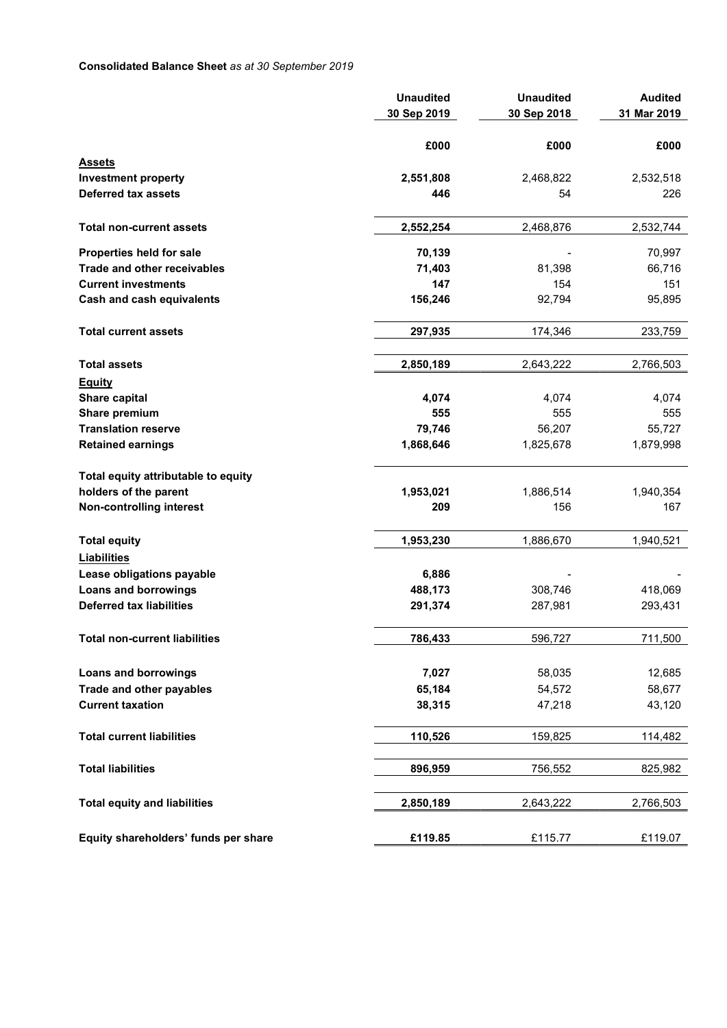**Consolidated Balance Sheet** *as at 30 September 2019*

| | Unaudited 30 Sep 2019 | Unaudited 30 Sep 2018 | Audited 31 Mar 2019 |
|---|---|---|---|
| | £000 | £000 | £000 |
| **Assets** | | | |
| **Investment property** | **2,551,808** | 2,468,822 | 2,532,518 |
| **Deferred tax assets** | **446** | 54 | 226 |
| **Total non-current assets** | **2,552,254** | 2,468,876 | 2,532,744 |
| **Properties held for sale** | **70,139** | - | 70,997 |
| **Trade and other receivables** | **71,403** | 81,398 | 66,716 |
| **Current investments** | **147** | 154 | 151 |
| **Cash and cash equivalents** | **156,246** | 92,794 | 95,895 |
| **Total current assets** | **297,935** | 174,346 | 233,759 |
| **Total assets** | **2,850,189** | 2,643,222 | 2,766,503 |
| **Equity** | | | |
| **Share capital** | **4,074** | 4,074 | 4,074 |
| **Share premium** | **555** | 555 | 555 |
| **Translation reserve** | **79,746** | 56,207 | 55,727 |
| **Retained earnings** | **1,868,646** | 1,825,678 | 1,879,998 |
| **Total equity attributable to equity holders of the parent** | **1,953,021** | 1,886,514 | 1,940,354 |
| **Non-controlling interest** | **209** | 156 | 167 |
| **Total equity** | **1,953,230** | 1,886,670 | 1,940,521 |
| **Liabilities** | | | |
| **Lease obligations payable** | **6,886** | - | - |
| **Loans and borrowings** | **488,173** | 308,746 | 418,069 |
| **Deferred tax liabilities** | **291,374** | 287,981 | 293,431 |
| **Total non-current liabilities** | **786,433** | 596,727 | 711,500 |
| **Loans and borrowings** | **7,027** | 58,035 | 12,685 |
| **Trade and other payables** | **65,184** | 54,572 | 58,677 |
| **Current taxation** | **38,315** | 47,218 | 43,120 |
| **Total current liabilities** | **110,526** | 159,825 | 114,482 |
| **Total liabilities** | **896,959** | 756,552 | 825,982 |
| **Total equity and liabilities** | **2,850,189** | 2,643,222 | 2,766,503 |
| **Equity shareholders' funds per share** | **£119.85** | £115.77 | £119.07 |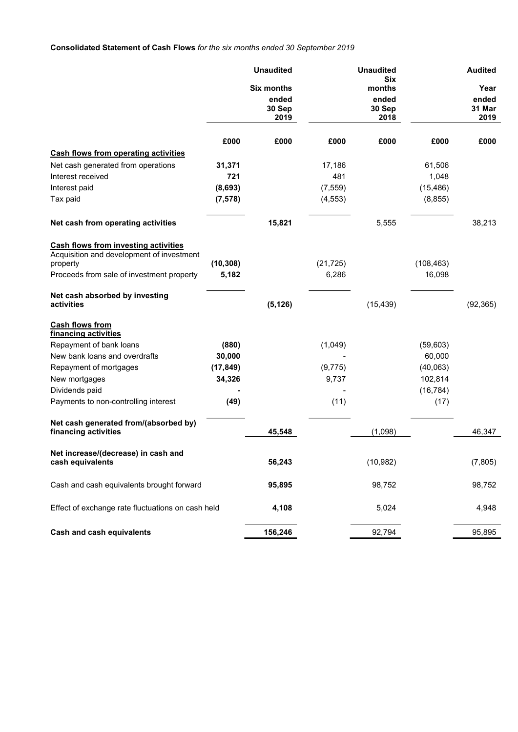**Consolidated Statement of Cash Flows** *for the six months ended 30 September 2019*

| | | **Unaudited Six months ended 30 Sep 2019** | | **Unaudited Six months ended 30 Sep 2018** | | **Audited Year ended 31 Mar 2019** |
|---|---|---|---|---|---|---|
| | **£000** | **£000** | **£000** | **£000** | **£000** | **£000** |
| **Cash flows from operating activities** | | | | | | |
| Net cash generated from operations | **31,371** | | 17,186 | | 61,506 | |
| Interest received | **721** | | 481 | | 1,048 | |
| Interest paid | **(8,693)** | | (7,559) | | (15,486) | |
| Tax paid | **(7,578)** | | (4,553) | | (8,855) | |
| **Net cash from operating activities** | | **15,821** | | 5,555 | | 38,213 |
| **Cash flows from investing activities** | | | | | | |
| Acquisition and development of investment property | **(10,308)** | | (21,725) | | (108,463) | |
| Proceeds from sale of investment property | **5,182** | | 6,286 | | 16,098 | |
| **Net cash absorbed by investing activities** | | **(5,126)** | | (15,439) | | (92,365) |
| **Cash flows from financing activities** | | | | | | |
| Repayment of bank loans | **(880)** | | (1,049) | | (59,603) | |
| New bank loans and overdrafts | **30,000** | | - | | 60,000 | |
| Repayment of mortgages | **(17,849)** | | (9,775) | | (40,063) | |
| New mortgages | **34,326** | | 9,737 | | 102,814 | |
| Dividends paid | **-** | | - | | (16,784) | |
| Payments to non-controlling interest | **(49)** | | (11) | | (17) | |
| **Net cash generated from/(absorbed by) financing activities** | | **45,548** | | (1,098) | | 46,347 |
| **Net increase/(decrease) in cash and cash equivalents** | | **56,243** | | (10,982) | | (7,805) |
| Cash and cash equivalents brought forward | | **95,895** | | 98,752 | | 98,752 |
| Effect of exchange rate fluctuations on cash held | | **4,108** | | 5,024 | | 4,948 |
| **Cash and cash equivalents** | | **156,246** | | 92,794 | | 95,895 |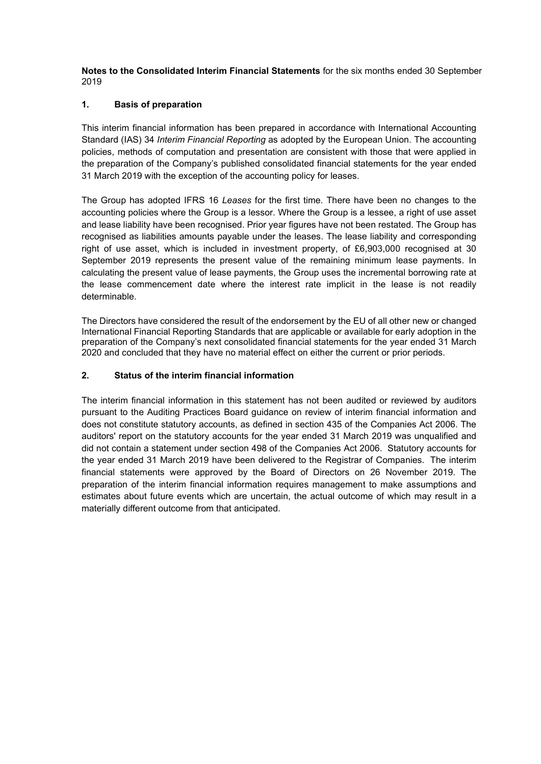**Notes to the Consolidated Interim Financial Statements** for the six months ended 30 September 2019

## 1. Basis of preparation

This interim financial information has been prepared in accordance with International Accounting Standard (IAS) 34 *Interim Financial Reporting* as adopted by the European Union. The accounting policies, methods of computation and presentation are consistent with those that were applied in the preparation of the Company's published consolidated financial statements for the year ended 31 March 2019 with the exception of the accounting policy for leases.

The Group has adopted IFRS 16 *Leases* for the first time. There have been no changes to the accounting policies where the Group is a lessor. Where the Group is a lessee, a right of use asset and lease liability have been recognised. Prior year figures have not been restated. The Group has recognised as liabilities amounts payable under the leases. The lease liability and corresponding right of use asset, which is included in investment property, of £6,903,000 recognised at 30 September 2019 represents the present value of the remaining minimum lease payments. In calculating the present value of lease payments, the Group uses the incremental borrowing rate at the lease commencement date where the interest rate implicit in the lease is not readily determinable.

The Directors have considered the result of the endorsement by the EU of all other new or changed International Financial Reporting Standards that are applicable or available for early adoption in the preparation of the Company's next consolidated financial statements for the year ended 31 March 2020 and concluded that they have no material effect on either the current or prior periods.

## 2. Status of the interim financial information

The interim financial information in this statement has not been audited or reviewed by auditors pursuant to the Auditing Practices Board guidance on review of interim financial information and does not constitute statutory accounts, as defined in section 435 of the Companies Act 2006. The auditors' report on the statutory accounts for the year ended 31 March 2019 was unqualified and did not contain a statement under section 498 of the Companies Act 2006. Statutory accounts for the year ended 31 March 2019 have been delivered to the Registrar of Companies. The interim financial statements were approved by the Board of Directors on 26 November 2019. The preparation of the interim financial information requires management to make assumptions and estimates about future events which are uncertain, the actual outcome of which may result in a materially different outcome from that anticipated.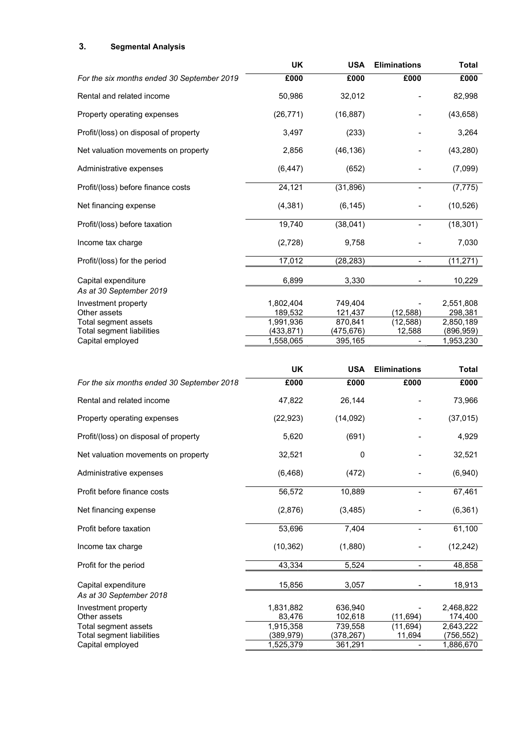## 3. Segmental Analysis

| | UK | USA | Eliminations | Total |
|---|---|---|---|---|
| *For the six months ended 30 September 2019* | £000 | £000 | £000 | £000 |
| Rental and related income | 50,986 | 32,012 | - | 82,998 |
| Property operating expenses | (26,771) | (16,887) | - | (43,658) |
| Profit/(loss) on disposal of property | 3,497 | (233) | - | 3,264 |
| Net valuation movements on property | 2,856 | (46,136) | - | (43,280) |
| Administrative expenses | (6,447) | (652) | - | (7,099) |
| Profit/(loss) before finance costs | 24,121 | (31,896) | - | (7,775) |
| Net financing expense | (4,381) | (6,145) | - | (10,526) |
| Profit/(loss) before taxation | 19,740 | (38,041) | - | (18,301) |
| Income tax charge | (2,728) | 9,758 | - | 7,030 |
| Profit/(loss) for the period | 17,012 | (28,283) | - | (11,271) |
| Capital expenditure | 6,899 | 3,330 | - | 10,229 |
| *As at 30 September 2019* | | | | |
| Investment property | 1,802,404 | 749,404 | - | 2,551,808 |
| Other assets | 189,532 | 121,437 | (12,588) | 298,381 |
| Total segment assets | 1,991,936 | 870,841 | (12,588) | 2,850,189 |
| Total segment liabilities | (433,871) | (475,676) | 12,588 | (896,959) |
| Capital employed | 1,558,065 | 395,165 | - | 1,953,230 |

| | UK | USA | Eliminations | Total |
|---|---|---|---|---|
| *For the six months ended 30 September 2018* | £000 | £000 | £000 | £000 |
| Rental and related income | 47,822 | 26,144 | - | 73,966 |
| Property operating expenses | (22,923) | (14,092) | - | (37,015) |
| Profit/(loss) on disposal of property | 5,620 | (691) | - | 4,929 |
| Net valuation movements on property | 32,521 | 0 | - | 32,521 |
| Administrative expenses | (6,468) | (472) | - | (6,940) |
| Profit before finance costs | 56,572 | 10,889 | - | 67,461 |
| Net financing expense | (2,876) | (3,485) | - | (6,361) |
| Profit before taxation | 53,696 | 7,404 | - | 61,100 |
| Income tax charge | (10,362) | (1,880) | - | (12,242) |
| Profit for the period | 43,334 | 5,524 | - | 48,858 |
| Capital expenditure | 15,856 | 3,057 | - | 18,913 |
| *As at 30 September 2018* | | | | |
| Investment property | 1,831,882 | 636,940 | - | 2,468,822 |
| Other assets | 83,476 | 102,618 | (11,694) | 174,400 |
| Total segment assets | 1,915,358 | 739,558 | (11,694) | 2,643,222 |
| Total segment liabilities | (389,979) | (378,267) | 11,694 | (756,552) |
| Capital employed | 1,525,379 | 361,291 | - | 1,886,670 |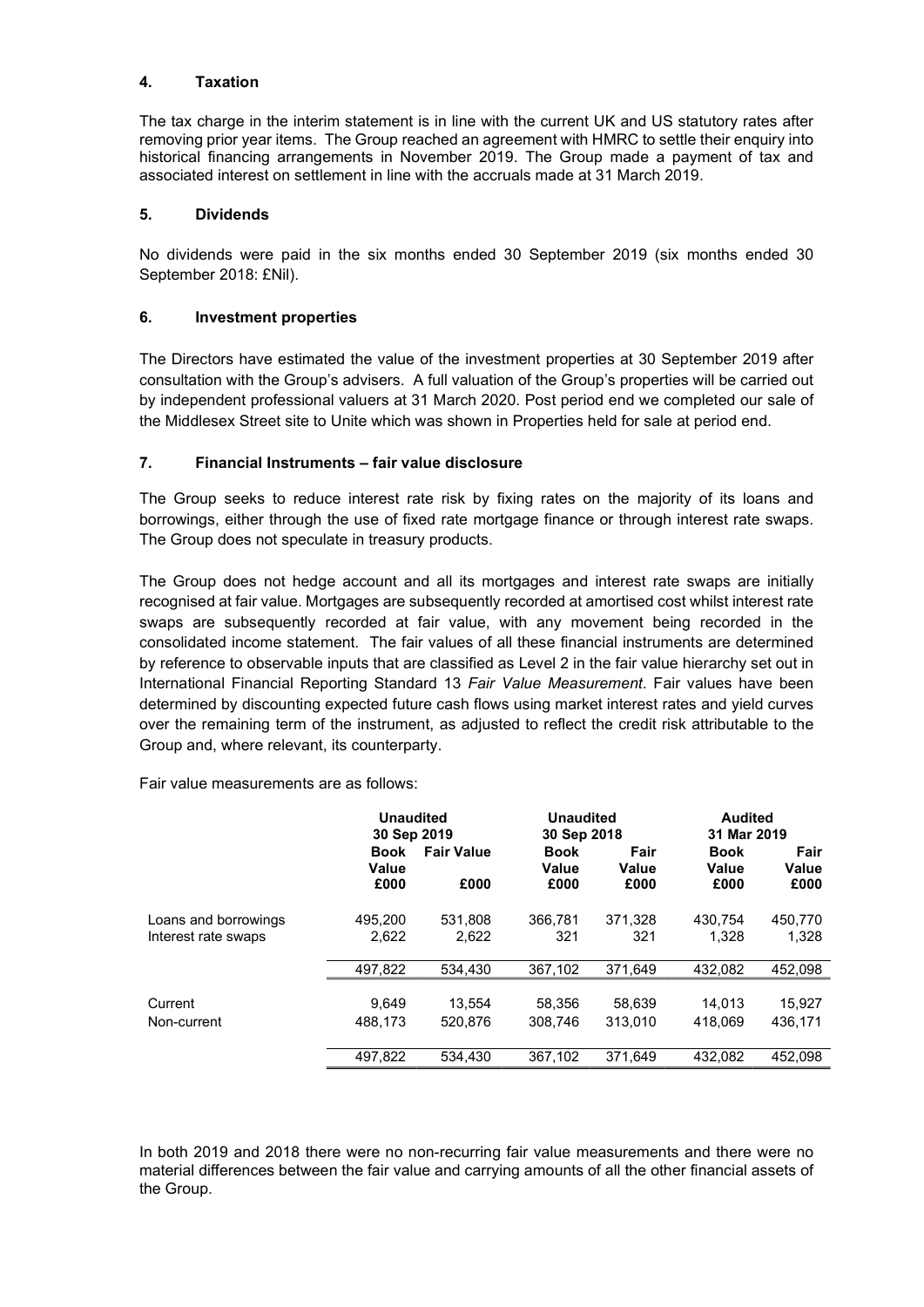## 4. Taxation

The tax charge in the interim statement is in line with the current UK and US statutory rates after removing prior year items. The Group reached an agreement with HMRC to settle their enquiry into historical financing arrangements in November 2019. The Group made a payment of tax and associated interest on settlement in line with the accruals made at 31 March 2019.

## 5. Dividends

No dividends were paid in the six months ended 30 September 2019 (six months ended 30 September 2018: £Nil).

## 6. Investment properties

The Directors have estimated the value of the investment properties at 30 September 2019 after consultation with the Group's advisers. A full valuation of the Group's properties will be carried out by independent professional valuers at 31 March 2020. Post period end we completed our sale of the Middlesex Street site to Unite which was shown in Properties held for sale at period end.

## 7. Financial Instruments – fair value disclosure

The Group seeks to reduce interest rate risk by fixing rates on the majority of its loans and borrowings, either through the use of fixed rate mortgage finance or through interest rate swaps. The Group does not speculate in treasury products.

The Group does not hedge account and all its mortgages and interest rate swaps are initially recognised at fair value. Mortgages are subsequently recorded at amortised cost whilst interest rate swaps are subsequently recorded at fair value, with any movement being recorded in the consolidated income statement. The fair values of all these financial instruments are determined by reference to observable inputs that are classified as Level 2 in the fair value hierarchy set out in International Financial Reporting Standard 13 *Fair Value Measurement*. Fair values have been determined by discounting expected future cash flows using market interest rates and yield curves over the remaining term of the instrument, as adjusted to reflect the credit risk attributable to the Group and, where relevant, its counterparty.

Fair value measurements are as follows:

| | Unaudited 30 Sep 2019 | | Unaudited 30 Sep 2018 | | Audited 31 Mar 2019 | |
|---|---|---|---|---|---|---|
| | Book Value £000 | Fair Value £000 | Book Value £000 | Fair Value £000 | Book Value £000 | Fair Value £000 |
| Loans and borrowings | 495,200 | 531,808 | 366,781 | 371,328 | 430,754 | 450,770 |
| Interest rate swaps | 2,622 | 2,622 | 321 | 321 | 1,328 | 1,328 |
| | 497,822 | 534,430 | 367,102 | 371,649 | 432,082 | 452,098 |
| Current | 9,649 | 13,554 | 58,356 | 58,639 | 14,013 | 15,927 |
| Non-current | 488,173 | 520,876 | 308,746 | 313,010 | 418,069 | 436,171 |
| | 497,822 | 534,430 | 367,102 | 371,649 | 432,082 | 452,098 |

In both 2019 and 2018 there were no non-recurring fair value measurements and there were no material differences between the fair value and carrying amounts of all the other financial assets of the Group.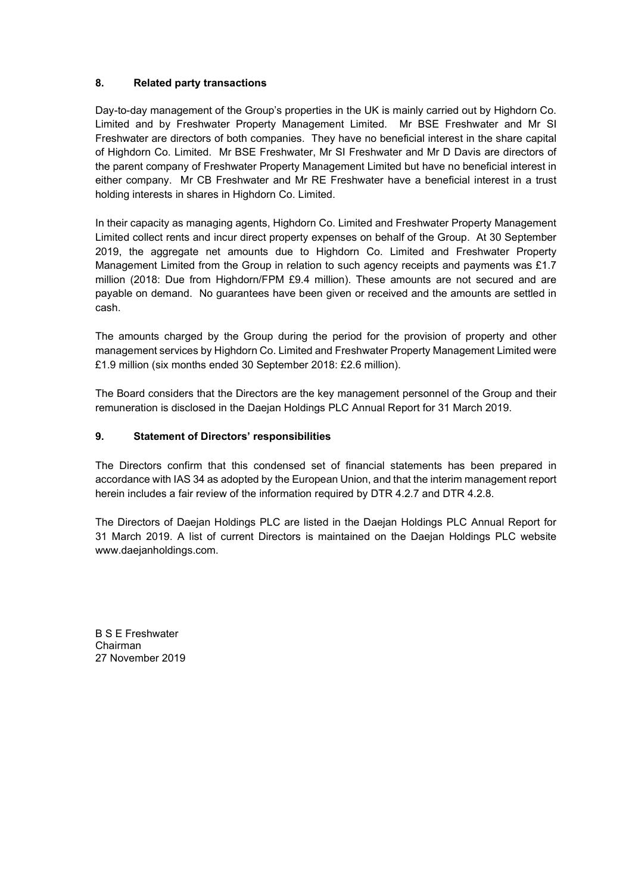## 8. Related party transactions

Day-to-day management of the Group's properties in the UK is mainly carried out by Highdorn Co. Limited and by Freshwater Property Management Limited. Mr BSE Freshwater and Mr SI Freshwater are directors of both companies. They have no beneficial interest in the share capital of Highdorn Co. Limited. Mr BSE Freshwater, Mr SI Freshwater and Mr D Davis are directors of the parent company of Freshwater Property Management Limited but have no beneficial interest in either company. Mr CB Freshwater and Mr RE Freshwater have a beneficial interest in a trust holding interests in shares in Highdorn Co. Limited.

In their capacity as managing agents, Highdorn Co. Limited and Freshwater Property Management Limited collect rents and incur direct property expenses on behalf of the Group. At 30 September 2019, the aggregate net amounts due to Highdorn Co. Limited and Freshwater Property Management Limited from the Group in relation to such agency receipts and payments was £1.7 million (2018: Due from Highdorn/FPM £9.4 million). These amounts are not secured and are payable on demand. No guarantees have been given or received and the amounts are settled in cash.

The amounts charged by the Group during the period for the provision of property and other management services by Highdorn Co. Limited and Freshwater Property Management Limited were £1.9 million (six months ended 30 September 2018: £2.6 million).

The Board considers that the Directors are the key management personnel of the Group and their remuneration is disclosed in the Daejan Holdings PLC Annual Report for 31 March 2019.

## 9. Statement of Directors' responsibilities

The Directors confirm that this condensed set of financial statements has been prepared in accordance with IAS 34 as adopted by the European Union, and that the interim management report herein includes a fair review of the information required by DTR 4.2.7 and DTR 4.2.8.

The Directors of Daejan Holdings PLC are listed in the Daejan Holdings PLC Annual Report for 31 March 2019. A list of current Directors is maintained on the Daejan Holdings PLC website www.daejanholdings.com.

B S E Freshwater
Chairman
27 November 2019